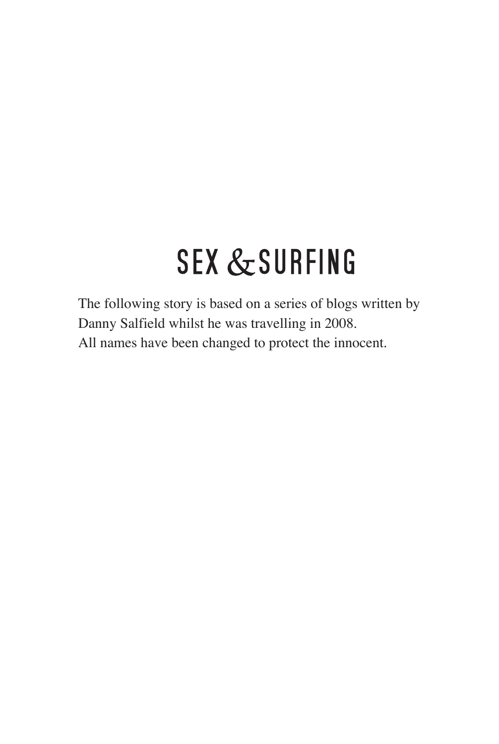# SEX & SURFING

The following story is based on a series of blogs written by Danny Salfield whilst he was travelling in 2008.
All names have been changed to protect the innocent.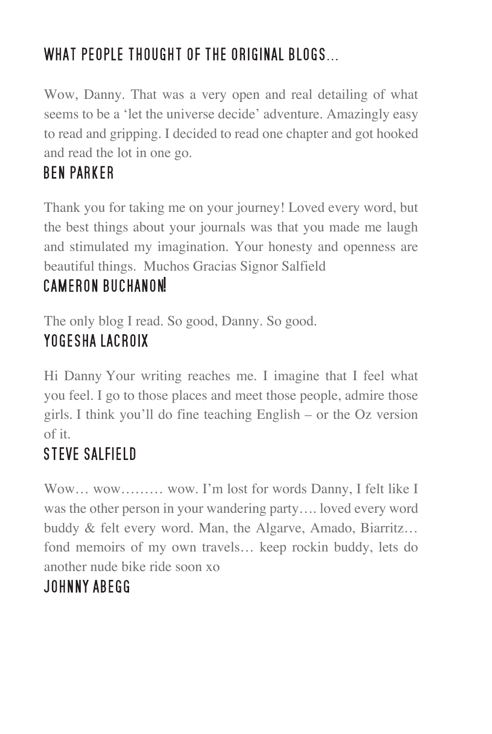## WHAT PEOPLE THOUGHT OF THE ORIGINAL BLOGS...

Wow, Danny. That was a very open and real detailing of what seems to be a 'let the universe decide' adventure. Amazingly easy to read and gripping. I decided to read one chapter and got hooked and read the lot in one go.

**BEN PARKER**

Thank you for taking me on your journey! Loved every word, but the best things about your journals was that you made me laugh and stimulated my imagination. Your honesty and openness are beautiful things. Muchos Gracias Signor Salfield

**CAMERON BUCHANON!**

The only blog I read. So good, Danny. So good.

**YOGESHA LACROIX**

Hi Danny Your writing reaches me. I imagine that I feel what you feel. I go to those places and meet those people, admire those girls. I think you'll do fine teaching English – or the Oz version of it.

**STEVE SALFIELD**

Wow… wow……… wow. I'm lost for words Danny, I felt like I was the other person in your wandering party…. loved every word buddy & felt every word. Man, the Algarve, Amado, Biarritz… fond memoirs of my own travels… keep rockin buddy, lets do another nude bike ride soon xo

**JOHNNY ABEGG**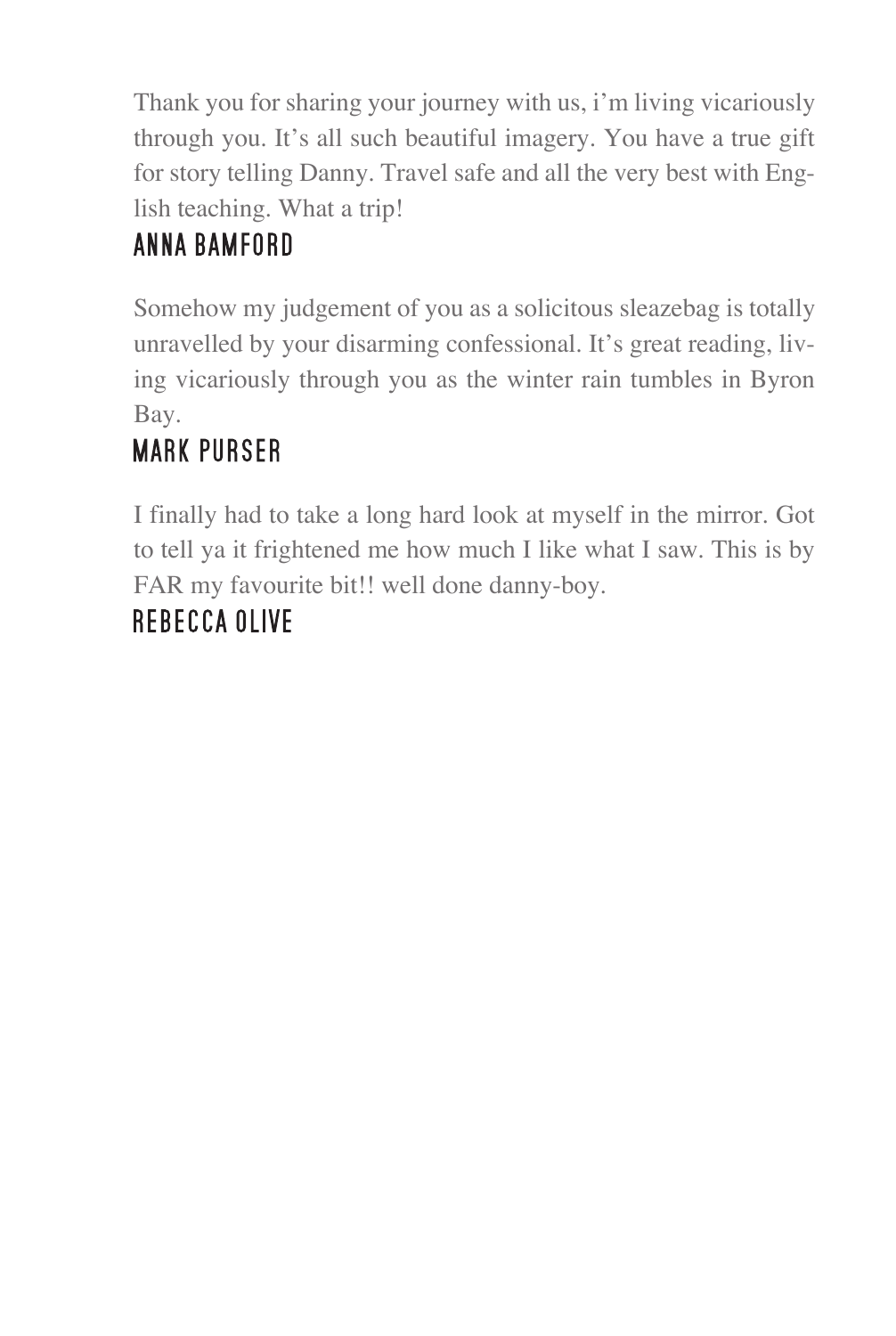Thank you for sharing your journey with us, i'm living vicariously through you. It's all such beautiful imagery. You have a true gift for story telling Danny. Travel safe and all the very best with English teaching. What a trip!

**ANNA BAMFORD**

Somehow my judgement of you as a solicitous sleazebag is totally unravelled by your disarming confessional. It's great reading, living vicariously through you as the winter rain tumbles in Byron Bay.

**MARK PURSER**

I finally had to take a long hard look at myself in the mirror. Got to tell ya it frightened me how much I like what I saw. This is by FAR my favourite bit!! well done danny-boy.

**REBECCA OLIVE**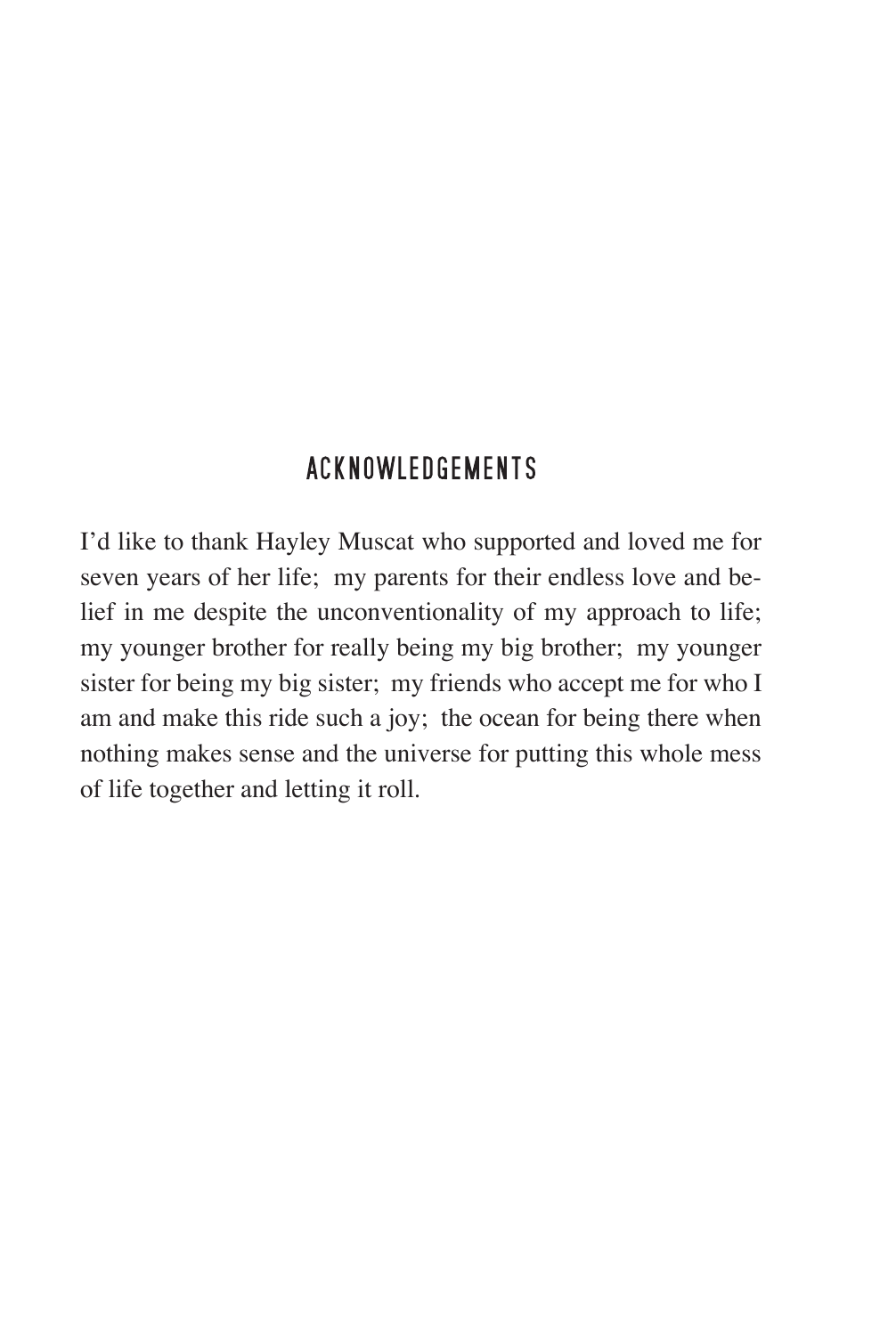## ACKNOWLEDGEMENTS

I'd like to thank Hayley Muscat who supported and loved me for seven years of her life; my parents for their endless love and belief in me despite the unconventionality of my approach to life; my younger brother for really being my big brother; my younger sister for being my big sister; my friends who accept me for who I am and make this ride such a joy; the ocean for being there when nothing makes sense and the universe for putting this whole mess of life together and letting it roll.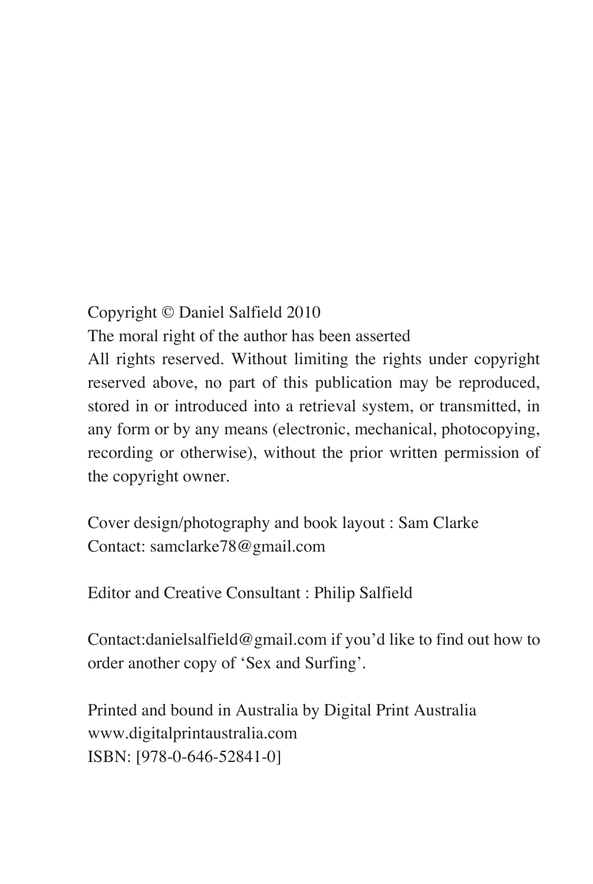Copyright © Daniel Salfield 2010

The moral right of the author has been asserted

All rights reserved. Without limiting the rights under copyright reserved above, no part of this publication may be reproduced, stored in or introduced into a retrieval system, or transmitted, in any form or by any means (electronic, mechanical, photocopying, recording or otherwise), without the prior written permission of the copyright owner.

Cover design/photography and book layout : Sam Clarke
Contact: samclarke78@gmail.com

Editor and Creative Consultant : Philip Salfield

Contact:danielsalfield@gmail.com if you'd like to find out how to order another copy of 'Sex and Surfing'.

Printed and bound in Australia by Digital Print Australia
www.digitalprintaustralia.com
ISBN: [978-0-646-52841-0]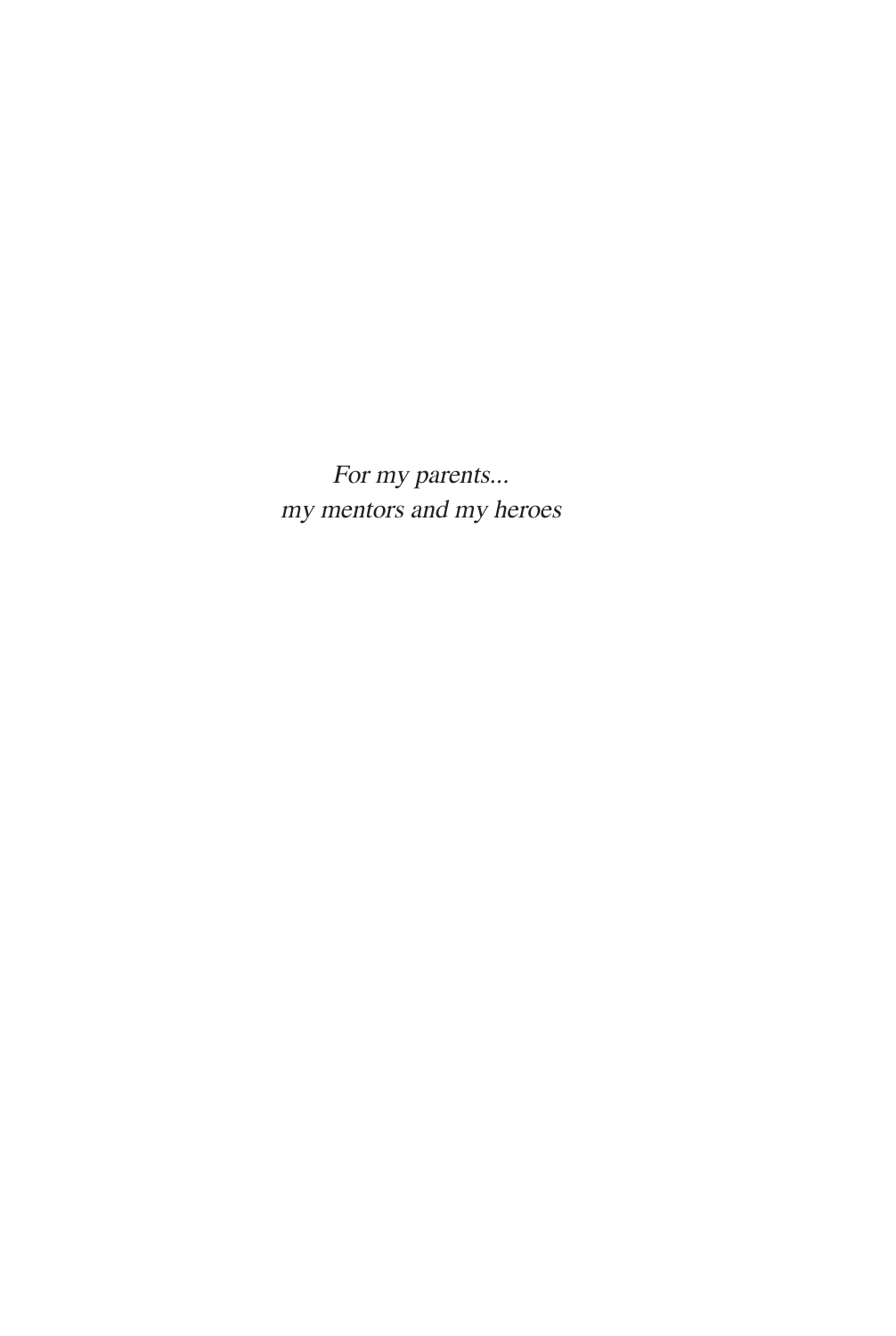*For my parents...*
*my mentors and my heroes*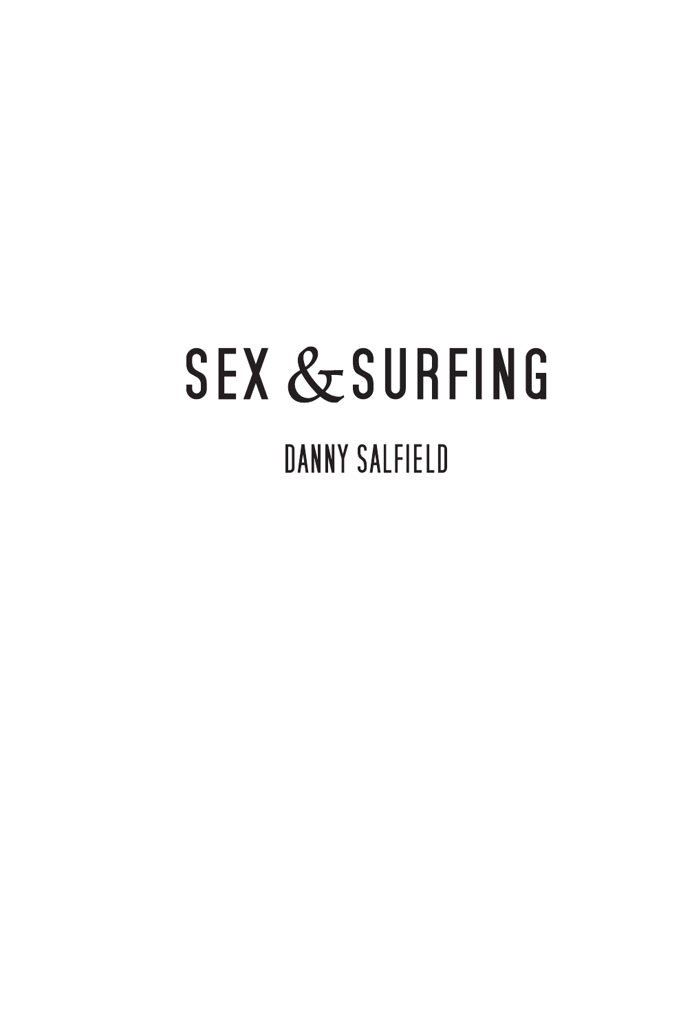# SEX & SURFING

## DANNY SALFIELD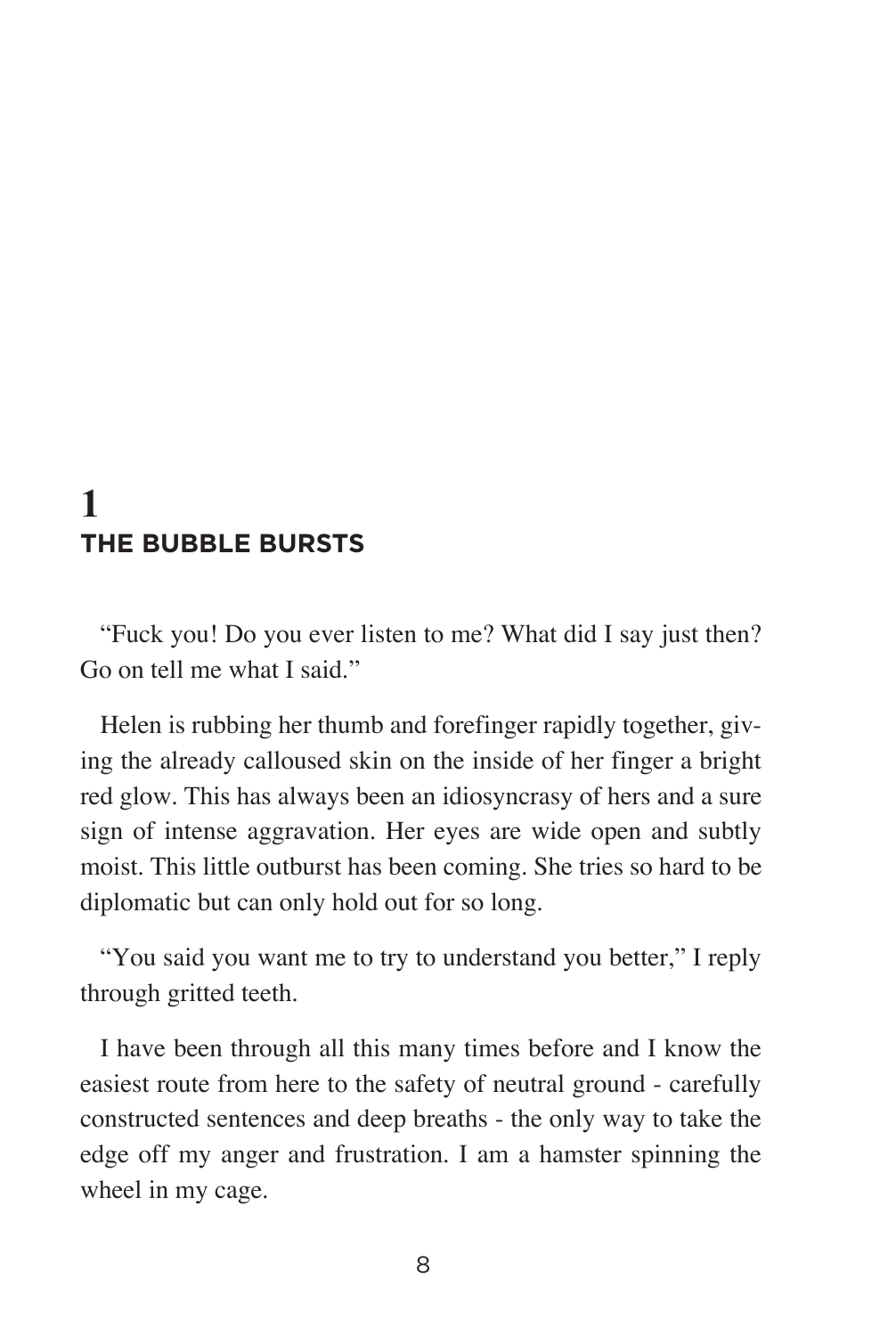# 1
## THE BUBBLE BURSTS

"Fuck you! Do you ever listen to me? What did I say just then? Go on tell me what I said."

Helen is rubbing her thumb and forefinger rapidly together, giving the already calloused skin on the inside of her finger a bright red glow. This has always been an idiosyncrasy of hers and a sure sign of intense aggravation. Her eyes are wide open and subtly moist. This little outburst has been coming. She tries so hard to be diplomatic but can only hold out for so long.

"You said you want me to try to understand you better," I reply through gritted teeth.

I have been through all this many times before and I know the easiest route from here to the safety of neutral ground - carefully constructed sentences and deep breaths - the only way to take the edge off my anger and frustration. I am a hamster spinning the wheel in my cage.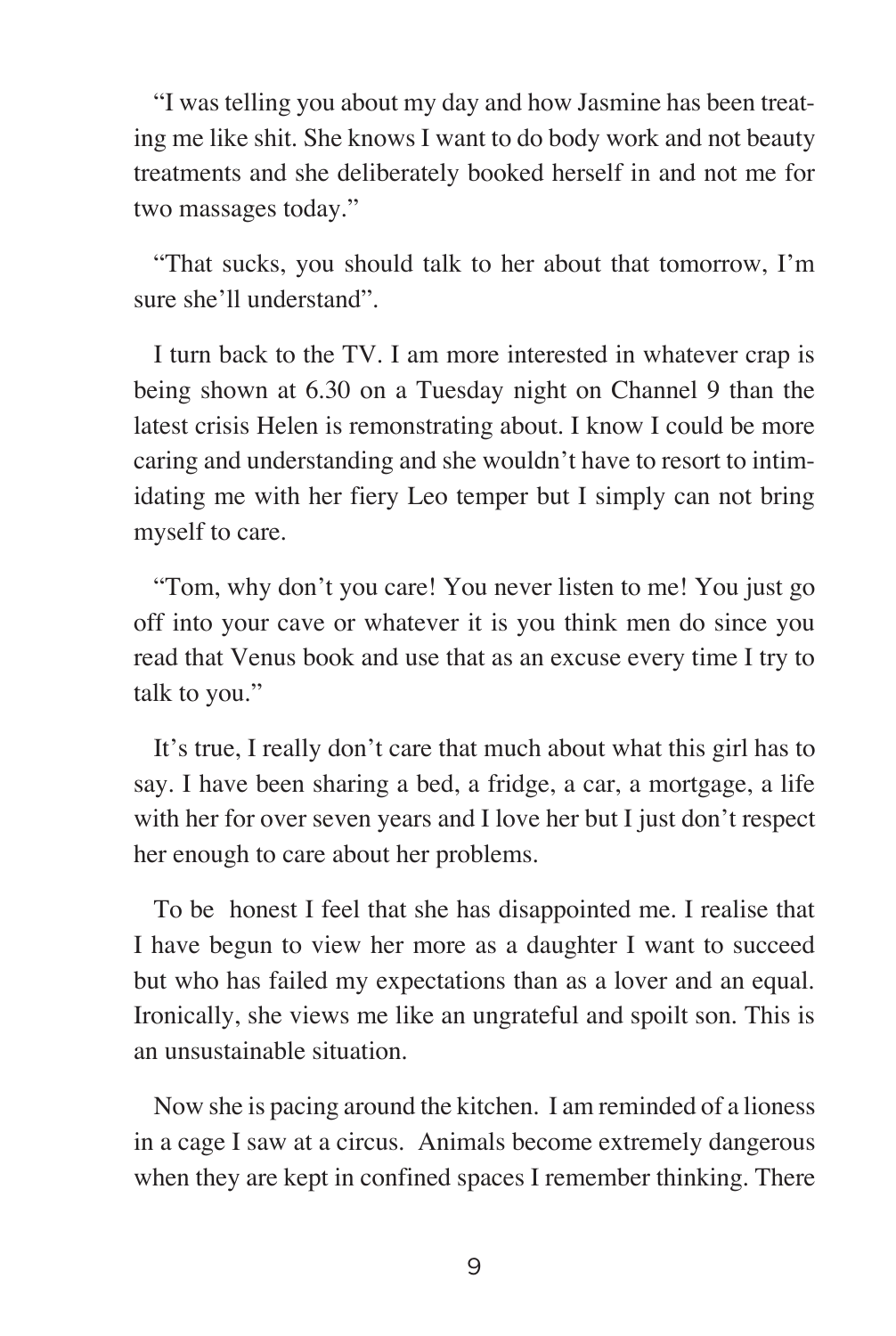"I was telling you about my day and how Jasmine has been treating me like shit. She knows I want to do body work and not beauty treatments and she deliberately booked herself in and not me for two massages today."

"That sucks, you should talk to her about that tomorrow, I'm sure she'll understand".

I turn back to the TV. I am more interested in whatever crap is being shown at 6.30 on a Tuesday night on Channel 9 than the latest crisis Helen is remonstrating about. I know I could be more caring and understanding and she wouldn't have to resort to intimidating me with her fiery Leo temper but I simply can not bring myself to care.

"Tom, why don't you care! You never listen to me! You just go off into your cave or whatever it is you think men do since you read that Venus book and use that as an excuse every time I try to talk to you."

It's true, I really don't care that much about what this girl has to say. I have been sharing a bed, a fridge, a car, a mortgage, a life with her for over seven years and I love her but I just don't respect her enough to care about her problems.

To be honest I feel that she has disappointed me. I realise that I have begun to view her more as a daughter I want to succeed but who has failed my expectations than as a lover and an equal. Ironically, she views me like an ungrateful and spoilt son. This is an unsustainable situation.

Now she is pacing around the kitchen. I am reminded of a lioness in a cage I saw at a circus. Animals become extremely dangerous when they are kept in confined spaces I remember thinking. There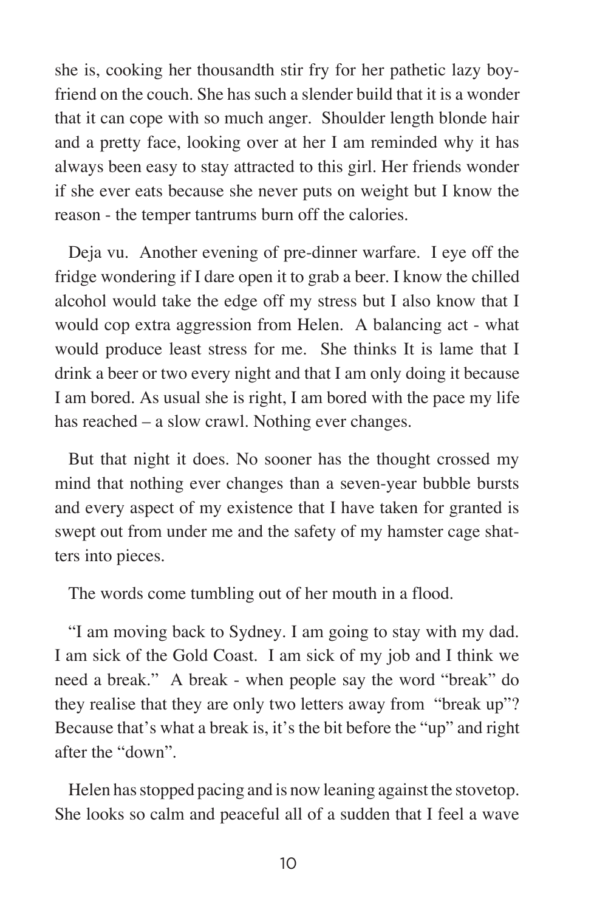she is, cooking her thousandth stir fry for her pathetic lazy boyfriend on the couch. She has such a slender build that it is a wonder that it can cope with so much anger. Shoulder length blonde hair and a pretty face, looking over at her I am reminded why it has always been easy to stay attracted to this girl. Her friends wonder if she ever eats because she never puts on weight but I know the reason - the temper tantrums burn off the calories.

Deja vu. Another evening of pre-dinner warfare. I eye off the fridge wondering if I dare open it to grab a beer. I know the chilled alcohol would take the edge off my stress but I also know that I would cop extra aggression from Helen. A balancing act - what would produce least stress for me. She thinks It is lame that I drink a beer or two every night and that I am only doing it because I am bored. As usual she is right, I am bored with the pace my life has reached – a slow crawl. Nothing ever changes.

But that night it does. No sooner has the thought crossed my mind that nothing ever changes than a seven-year bubble bursts and every aspect of my existence that I have taken for granted is swept out from under me and the safety of my hamster cage shatters into pieces.

The words come tumbling out of her mouth in a flood.

"I am moving back to Sydney. I am going to stay with my dad. I am sick of the Gold Coast. I am sick of my job and I think we need a break." A break - when people say the word "break" do they realise that they are only two letters away from "break up"? Because that's what a break is, it's the bit before the "up" and right after the "down".

Helen has stopped pacing and is now leaning against the stovetop. She looks so calm and peaceful all of a sudden that I feel a wave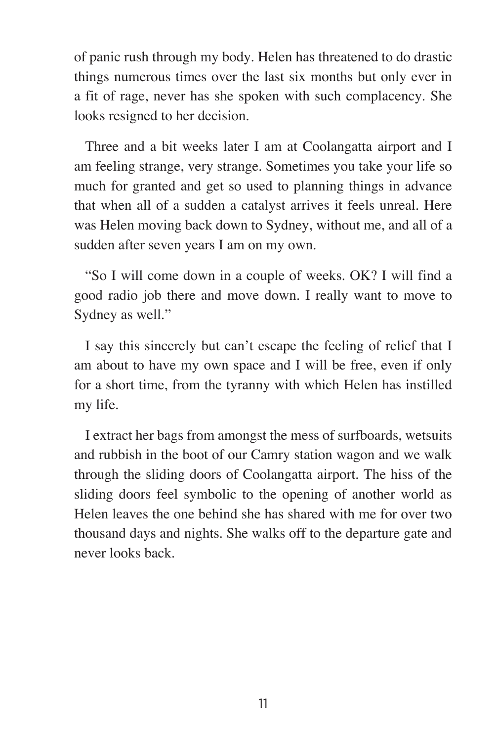of panic rush through my body. Helen has threatened to do drastic things numerous times over the last six months but only ever in a fit of rage, never has she spoken with such complacency. She looks resigned to her decision.

Three and a bit weeks later I am at Coolangatta airport and I am feeling strange, very strange. Sometimes you take your life so much for granted and get so used to planning things in advance that when all of a sudden a catalyst arrives it feels unreal. Here was Helen moving back down to Sydney, without me, and all of a sudden after seven years I am on my own.

"So I will come down in a couple of weeks. OK? I will find a good radio job there and move down. I really want to move to Sydney as well."

I say this sincerely but can't escape the feeling of relief that I am about to have my own space and I will be free, even if only for a short time, from the tyranny with which Helen has instilled my life.

I extract her bags from amongst the mess of surfboards, wetsuits and rubbish in the boot of our Camry station wagon and we walk through the sliding doors of Coolangatta airport. The hiss of the sliding doors feel symbolic to the opening of another world as Helen leaves the one behind she has shared with me for over two thousand days and nights. She walks off to the departure gate and never looks back.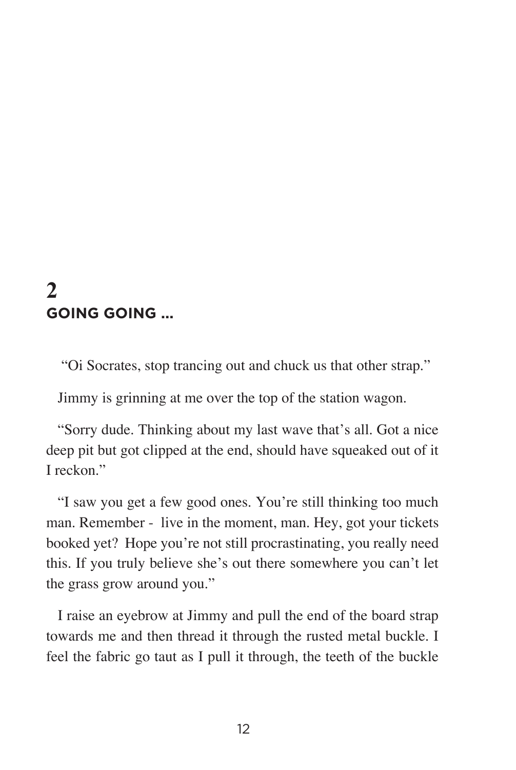## 2
## GOING GOING ...

"Oi Socrates, stop trancing out and chuck us that other strap."

Jimmy is grinning at me over the top of the station wagon.

"Sorry dude. Thinking about my last wave that's all. Got a nice deep pit but got clipped at the end, should have squeaked out of it I reckon."

"I saw you get a few good ones. You're still thinking too much man. Remember - live in the moment, man. Hey, got your tickets booked yet? Hope you're not still procrastinating, you really need this. If you truly believe she's out there somewhere you can't let the grass grow around you."

I raise an eyebrow at Jimmy and pull the end of the board strap towards me and then thread it through the rusted metal buckle. I feel the fabric go taut as I pull it through, the teeth of the buckle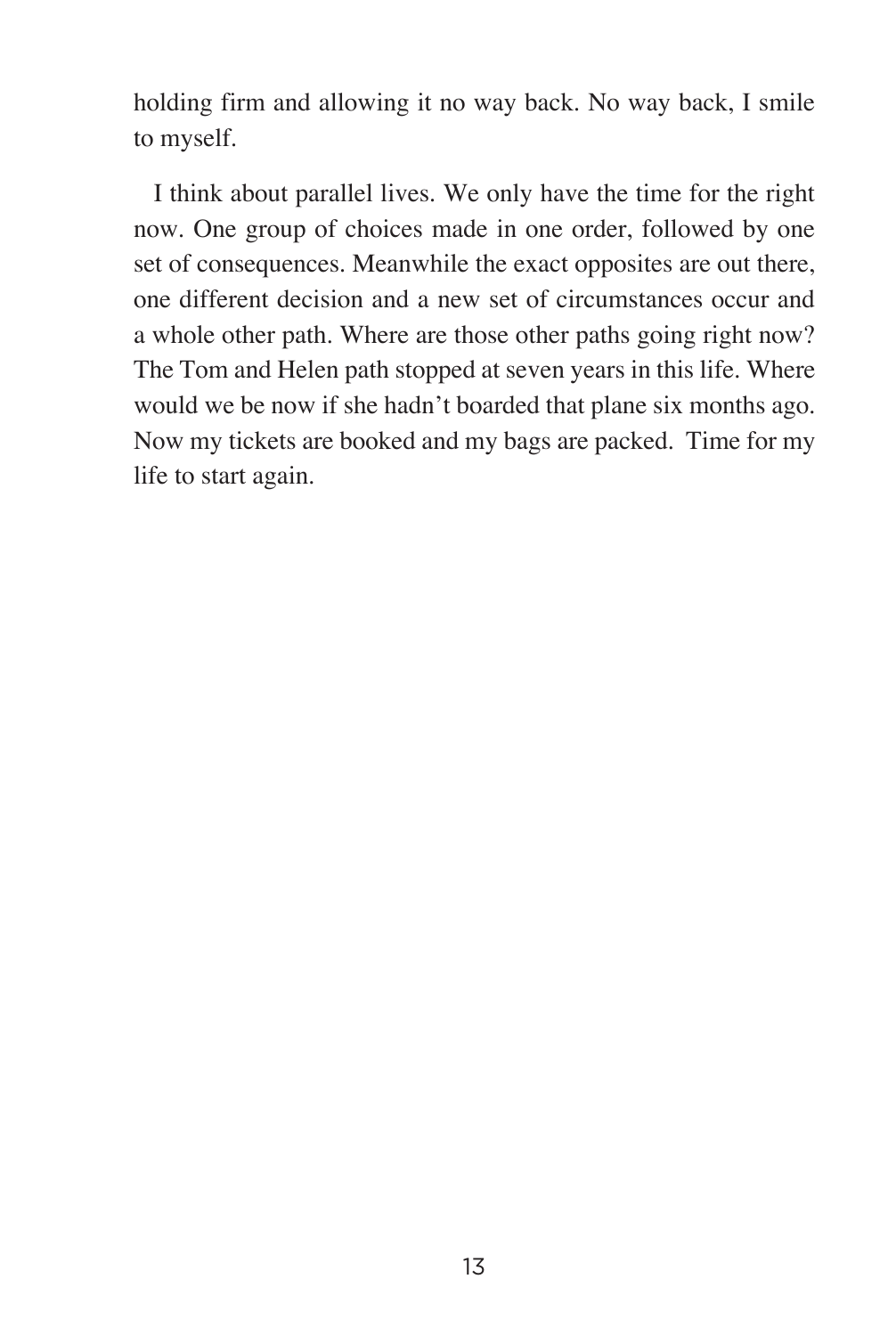holding firm and allowing it no way back. No way back, I smile to myself.

I think about parallel lives. We only have the time for the right now. One group of choices made in one order, followed by one set of consequences. Meanwhile the exact opposites are out there, one different decision and a new set of circumstances occur and a whole other path. Where are those other paths going right now? The Tom and Helen path stopped at seven years in this life. Where would we be now if she hadn't boarded that plane six months ago. Now my tickets are booked and my bags are packed. Time for my life to start again.